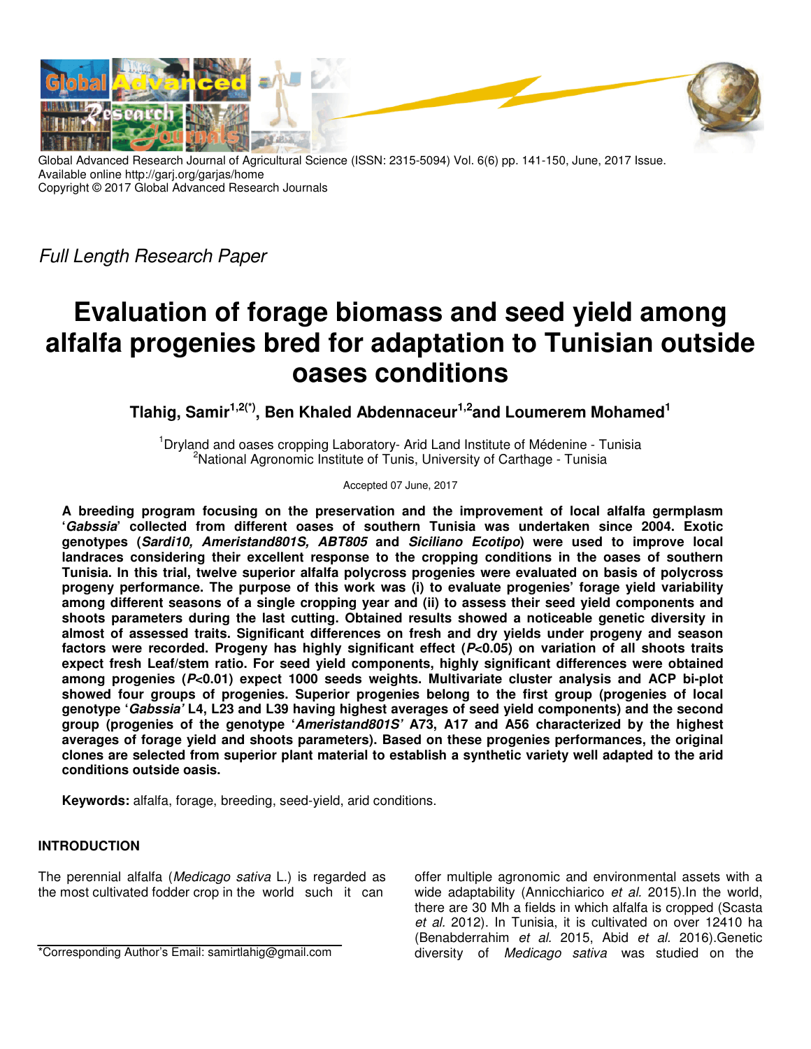Global Advanced Research Journal of Agricultural Science (ISSN: 2315-5094) Vol. 6(6) pp. 141-150, June, 2017 Issue.
Available online http://garj.org/garjas/home
Copyright © 2017 Global Advanced Research Journals

*Full Length Research Paper*

# Evaluation of forage biomass and seed yield among alfalfa progenies bred for adaptation to Tunisian outside oases conditions

**Tlahig, Samir[1,2(*)], Ben Khaled Abdennaceur[1,2] and Loumerem Mohamed[1]**

[1]Dryland and oases cropping Laboratory- Arid Land Institute of Médenine - Tunisia
[2]National Agronomic Institute of Tunis, University of Carthage - Tunisia

Accepted 07 June, 2017

**A breeding program focusing on the preservation and the improvement of local alfalfa germplasm '*Gabssia*' collected from different oases of southern Tunisia was undertaken since 2004. Exotic genotypes (*Sardi10, Ameristand801S, ABT805* and *Siciliano Ecotipo*) were used to improve local landraces considering their excellent response to the cropping conditions in the oases of southern Tunisia. In this trial, twelve superior alfalfa polycross progenies were evaluated on basis of polycross progeny performance. The purpose of this work was (i) to evaluate progenies' forage yield variability among different seasons of a single cropping year and (ii) to assess their seed yield components and shoots parameters during the last cutting. Obtained results showed a noticeable genetic diversity in almost of assessed traits. Significant differences on fresh and dry yields under progeny and season factors were recorded. Progeny has highly significant effect (*P*<0.05) on variation of all shoots traits expect fresh Leaf/stem ratio. For seed yield components, highly significant differences were obtained among progenies (*P*<0.01) expect 1000 seeds weights. Multivariate cluster analysis and ACP bi-plot showed four groups of progenies. Superior progenies belong to the first group (progenies of local genotype '*Gabssia'* L4, L23 and L39 having highest averages of seed yield components) and the second group (progenies of the genotype '*Ameristand801S'* A73, A17 and A56 characterized by the highest averages of forage yield and shoots parameters). Based on these progenies performances, the original clones are selected from superior plant material to establish a synthetic variety well adapted to the arid conditions outside oasis.**

**Keywords:** alfalfa, forage, breeding, seed-yield, arid conditions.

## INTRODUCTION

The perennial alfalfa (*Medicago sativa* L.) is regarded as the most cultivated fodder crop in the world such it can offer multiple agronomic and environmental assets with a wide adaptability (Annicchiarico *et al.* 2015).In the world, there are 30 Mh a fields in which alfalfa is cropped (Scasta *et al*. 2012). In Tunisia, it is cultivated on over 12410 ha (Benabderrahim *et al.* 2015, Abid *et al.* 2016).Genetic diversity of *Medicago sativa* was studied on the

*Corresponding Author's Email: samirtlahig@gmail.com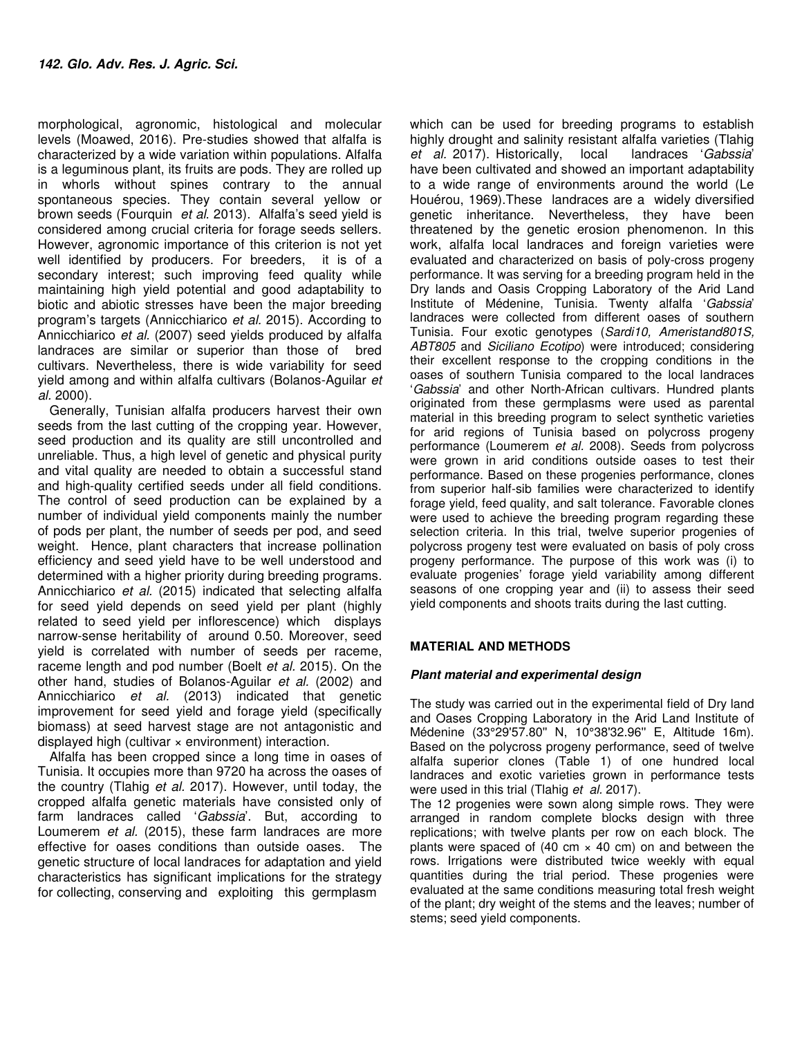morphological, agronomic, histological and molecular levels (Moawed, 2016). Pre-studies showed that alfalfa is characterized by a wide variation within populations. Alfalfa is a leguminous plant, its fruits are pods. They are rolled up in whorls without spines contrary to the annual spontaneous species. They contain several yellow or brown seeds (Fourquin *et al*. 2013). Alfalfa's seed yield is considered among crucial criteria for forage seeds sellers. However, agronomic importance of this criterion is not yet well identified by producers. For breeders, it is of a secondary interest; such improving feed quality while maintaining high yield potential and good adaptability to biotic and abiotic stresses have been the major breeding program's targets (Annicchiarico *et al.* 2015). According to Annicchiarico *et al.* (2007) seed yields produced by alfalfa landraces are similar or superior than those of bred cultivars. Nevertheless, there is wide variability for seed yield among and within alfalfa cultivars (Bolanos-Aguilar *et al.* 2000).

Generally, Tunisian alfalfa producers harvest their own seeds from the last cutting of the cropping year. However, seed production and its quality are still uncontrolled and unreliable. Thus, a high level of genetic and physical purity and vital quality are needed to obtain a successful stand and high-quality certified seeds under all field conditions. The control of seed production can be explained by a number of individual yield components mainly the number of pods per plant, the number of seeds per pod, and seed weight. Hence, plant characters that increase pollination efficiency and seed yield have to be well understood and determined with a higher priority during breeding programs. Annicchiarico *et al.* (2015) indicated that selecting alfalfa for seed yield depends on seed yield per plant (highly related to seed yield per inflorescence) which displays narrow-sense heritability of around 0.50. Moreover, seed yield is correlated with number of seeds per raceme, raceme length and pod number (Boelt *et al.* 2015). On the other hand, studies of Bolanos-Aguilar *et al.* (2002) and Annicchiarico *et al.* (2013) indicated that genetic improvement for seed yield and forage yield (specifically biomass) at seed harvest stage are not antagonistic and displayed high (cultivar × environment) interaction.

Alfalfa has been cropped since a long time in oases of Tunisia. It occupies more than 9720 ha across the oases of the country (Tlahig *et al.* 2017). However, until today, the cropped alfalfa genetic materials have consisted only of farm landraces called '*Gabssia*'. But, according to Loumerem *et al.* (2015), these farm landraces are more effective for oases conditions than outside oases. The genetic structure of local landraces for adaptation and yield characteristics has significant implications for the strategy for collecting, conserving and exploiting this germplasm which can be used for breeding programs to establish highly drought and salinity resistant alfalfa varieties (Tlahig *et al.* 2017). Historically, local landraces '*Gabssia*' have been cultivated and showed an important adaptability to a wide range of environments around the world (Le Houérou, 1969).These landraces are a widely diversified genetic inheritance. Nevertheless, they have been threatened by the genetic erosion phenomenon. In this work, alfalfa local landraces and foreign varieties were evaluated and characterized on basis of poly-cross progeny performance. It was serving for a breeding program held in the Dry lands and Oasis Cropping Laboratory of the Arid Land Institute of Médenine, Tunisia. Twenty alfalfa '*Gabssia*' landraces were collected from different oases of southern Tunisia. Four exotic genotypes (*Sardi10, Ameristand801S, ABT805* and *Siciliano Ecotipo*) were introduced; considering their excellent response to the cropping conditions in the oases of southern Tunisia compared to the local landraces '*Gabssia*' and other North-African cultivars. Hundred plants originated from these germplasms were used as parental material in this breeding program to select synthetic varieties for arid regions of Tunisia based on polycross progeny performance (Loumerem *et al.* 2008). Seeds from polycross were grown in arid conditions outside oases to test their performance. Based on these progenies performance, clones from superior half-sib families were characterized to identify forage yield, feed quality, and salt tolerance. Favorable clones were used to achieve the breeding program regarding these selection criteria. In this trial, twelve superior progenies of polycross progeny test were evaluated on basis of poly cross progeny performance. The purpose of this work was (i) to evaluate progenies' forage yield variability among different seasons of one cropping year and (ii) to assess their seed yield components and shoots traits during the last cutting.

## MATERIAL AND METHODS

### *Plant material and experimental design*

The study was carried out in the experimental field of Dry land and Oases Cropping Laboratory in the Arid Land Institute of Médenine (33°29'57.80'' N, 10°38'32.96'' E, Altitude 16m). Based on the polycross progeny performance, seed of twelve alfalfa superior clones (Table 1) of one hundred local landraces and exotic varieties grown in performance tests were used in this trial (Tlahig *et al*. 2017).

The 12 progenies were sown along simple rows. They were arranged in random complete blocks design with three replications; with twelve plants per row on each block. The plants were spaced of (40 cm × 40 cm) on and between the rows. Irrigations were distributed twice weekly with equal quantities during the trial period. These progenies were evaluated at the same conditions measuring total fresh weight of the plant; dry weight of the stems and the leaves; number of stems; seed yield components.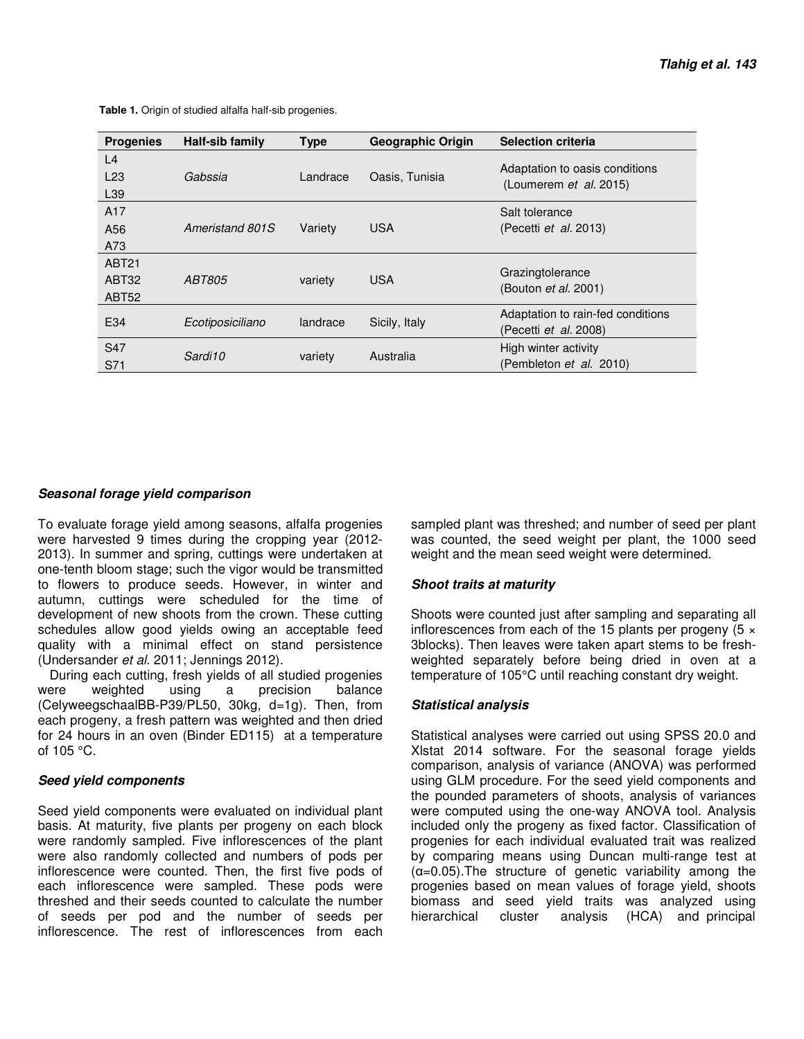**Table 1.** Origin of studied alfalfa half-sib progenies.

| Progenies | Half-sib family | Type | Geographic Origin | Selection criteria |
|---|---|---|---|---|
| L4<br>L23<br>L39 | *Gabssia* | Landrace | Oasis, Tunisia | Adaptation to oasis conditions (Loumerem *et al.* 2015) |
| A17<br>A56<br>A73 | *Ameristand 801S* | Variety | USA | Salt tolerance (Pecetti *et al.* 2013) |
| ABT21<br>ABT32<br>ABT52 | *ABT805* | variety | USA | Grazingtolerance (Bouton *et al.* 2001) |
| E34 | *Ecotiposiciliano* | landrace | Sicily, Italy | Adaptation to rain-fed conditions (Pecetti *et al.* 2008) |
| S47<br>S71 | *Sardi10* | variety | Australia | High winter activity (Pembleton *et al.* 2010) |

### *Seasonal forage yield comparison*

To evaluate forage yield among seasons, alfalfa progenies were harvested 9 times during the cropping year (2012-2013). In summer and spring, cuttings were undertaken at one-tenth bloom stage; such the vigor would be transmitted to flowers to produce seeds. However, in winter and autumn, cuttings were scheduled for the time of development of new shoots from the crown. These cutting schedules allow good yields owing an acceptable feed quality with a minimal effect on stand persistence (Undersander *et al.* 2011; Jennings 2012).

During each cutting, fresh yields of all studied progenies were weighted using a precision balance (CelyweegschaalBB-P39/PL50, 30kg, d=1g). Then, from each progeny, a fresh pattern was weighted and then dried for 24 hours in an oven (Binder ED115) at a temperature of 105 °C.

### *Seed yield components*

Seed yield components were evaluated on individual plant basis. At maturity, five plants per progeny on each block were randomly sampled. Five inflorescences of the plant were also randomly collected and numbers of pods per inflorescence were counted. Then, the first five pods of each inflorescence were sampled. These pods were threshed and their seeds counted to calculate the number of seeds per pod and the number of seeds per inflorescence. The rest of inflorescences from each sampled plant was threshed; and number of seed per plant was counted, the seed weight per plant, the 1000 seed weight and the mean seed weight were determined.

### *Shoot traits at maturity*

Shoots were counted just after sampling and separating all inflorescences from each of the 15 plants per progeny (5 × 3blocks). Then leaves were taken apart stems to be fresh-weighted separately before being dried in oven at a temperature of 105°C until reaching constant dry weight.

### *Statistical analysis*

Statistical analyses were carried out using SPSS 20.0 and Xlstat 2014 software. For the seasonal forage yields comparison, analysis of variance (ANOVA) was performed using GLM procedure. For the seed yield components and the pounded parameters of shoots, analysis of variances were computed using the one-way ANOVA tool. Analysis included only the progeny as fixed factor. Classification of progenies for each individual evaluated trait was realized by comparing means using Duncan multi-range test at ($\alpha$=0.05).The structure of genetic variability among the progenies based on mean values of forage yield, shoots biomass and seed yield traits was analyzed using hierarchical cluster analysis (HCA) and principal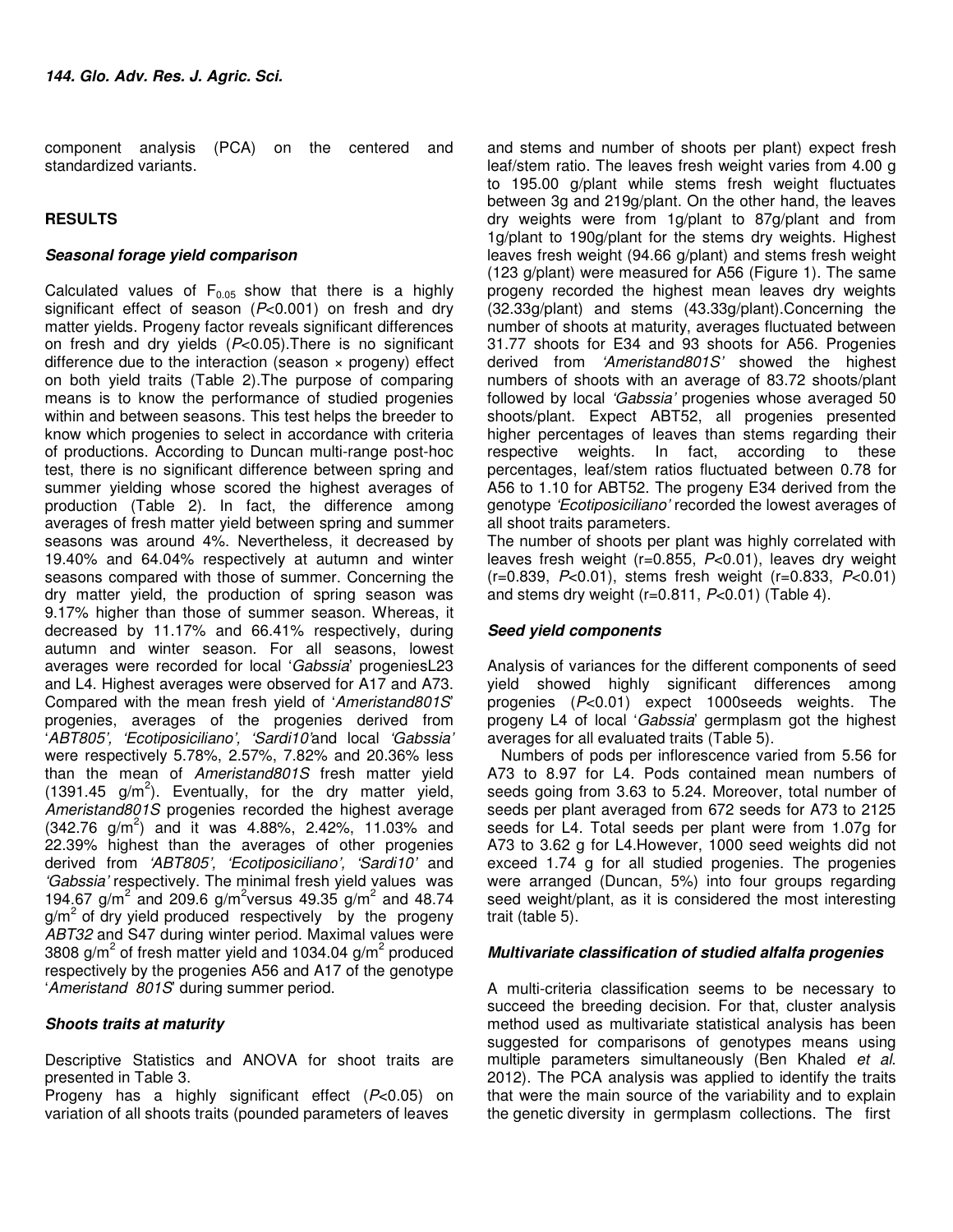component analysis (PCA) on the centered and standardized variants.

## RESULTS

### *Seasonal forage yield comparison*

Calculated values of $F_{0.05}$ show that there is a highly significant effect of season ($P$<0.001) on fresh and dry matter yields. Progeny factor reveals significant differences on fresh and dry yields ($P$<0.05).There is no significant difference due to the interaction (season × progeny) effect on both yield traits (Table 2).The purpose of comparing means is to know the performance of studied progenies within and between seasons. This test helps the breeder to know which progenies to select in accordance with criteria of productions. According to Duncan multi-range post-hoc test, there is no significant difference between spring and summer yielding whose scored the highest averages of production (Table 2). In fact, the difference among averages of fresh matter yield between spring and summer seasons was around 4%. Nevertheless, it decreased by 19.40% and 64.04% respectively at autumn and winter seasons compared with those of summer. Concerning the dry matter yield, the production of spring season was 9.17% higher than those of summer season. Whereas, it decreased by 11.17% and 66.41% respectively, during autumn and winter season. For all seasons, lowest averages were recorded for local '*Gabssia*' progeniesL23 and L4. Highest averages were observed for A17 and A73. Compared with the mean fresh yield of '*Ameristand801S*' progenies, averages of the progenies derived from '*ABT805', 'Ecotiposiciliano', 'Sardi10'*and local *'Gabssia'* were respectively 5.78%, 2.57%, 7.82% and 20.36% less than the mean of *Ameristand801S* fresh matter yield (1391.45 $g/m^2$). Eventually, for the dry matter yield, *Ameristand801S* progenies recorded the highest average (342.76 $g/m^2$) and it was 4.88%, 2.42%, 11.03% and 22.39% highest than the averages of other progenies derived from *'ABT805', 'Ecotiposiciliano', 'Sardi10'* and *'Gabssia'* respectively. The minimal fresh yield values was 194.67 $g/m^2$ and 209.6 $g/m^2$versus 49.35 $g/m^2$ and 48.74 $g/m^2$ of dry yield produced respectively by the progeny *ABT32* and S47 during winter period. Maximal values were 3808 $g/m^2$ of fresh matter yield and 1034.04 $g/m^2$ produced respectively by the progenies A56 and A17 of the genotype '*Ameristand 801S*' during summer period.

### *Shoots traits at maturity*

Descriptive Statistics and ANOVA for shoot traits are presented in Table 3.

Progeny has a highly significant effect ($P$<0.05) on variation of all shoots traits (pounded parameters of leaves and stems and number of shoots per plant) expect fresh leaf/stem ratio. The leaves fresh weight varies from 4.00 g to 195.00 g/plant while stems fresh weight fluctuates between 3g and 219g/plant. On the other hand, the leaves dry weights were from 1g/plant to 87g/plant and from 1g/plant to 190g/plant for the stems dry weights. Highest leaves fresh weight (94.66 g/plant) and stems fresh weight (123 g/plant) were measured for A56 (Figure 1). The same progeny recorded the highest mean leaves dry weights (32.33g/plant) and stems (43.33g/plant).Concerning the number of shoots at maturity, averages fluctuated between 31.77 shoots for E34 and 93 shoots for A56. Progenies derived from *'Ameristand801S'* showed the highest numbers of shoots with an average of 83.72 shoots/plant followed by local *'Gabssia'* progenies whose averaged 50 shoots/plant. Expect ABT52, all progenies presented higher percentages of leaves than stems regarding their respective weights. In fact, according to these percentages, leaf/stem ratios fluctuated between 0.78 for A56 to 1.10 for ABT52. The progeny E34 derived from the genotype *'Ecotiposiciliano'* recorded the lowest averages of all shoot traits parameters.

The number of shoots per plant was highly correlated with leaves fresh weight (r=0.855, $P$<0.01), leaves dry weight (r=0.839, $P$<0.01), stems fresh weight (r=0.833, $P$<0.01) and stems dry weight (r=0.811, $P$<0.01) (Table 4).

### *Seed yield components*

Analysis of variances for the different components of seed yield showed highly significant differences among progenies ($P$<0.01) expect 1000seeds weights. The progeny L4 of local '*Gabssia*' germplasm got the highest averages for all evaluated traits (Table 5).

Numbers of pods per inflorescence varied from 5.56 for A73 to 8.97 for L4. Pods contained mean numbers of seeds going from 3.63 to 5.24. Moreover, total number of seeds per plant averaged from 672 seeds for A73 to 2125 seeds for L4. Total seeds per plant were from 1.07g for A73 to 3.62 g for L4.However, 1000 seed weights did not exceed 1.74 g for all studied progenies. The progenies were arranged (Duncan, 5%) into four groups regarding seed weight/plant, as it is considered the most interesting trait (table 5).

### *Multivariate classification of studied alfalfa progenies*

A multi-criteria classification seems to be necessary to succeed the breeding decision. For that, cluster analysis method used as multivariate statistical analysis has been suggested for comparisons of genotypes means using multiple parameters simultaneously (Ben Khaled *et al.* 2012). The PCA analysis was applied to identify the traits that were the main source of the variability and to explain the genetic diversity in germplasm collections. The first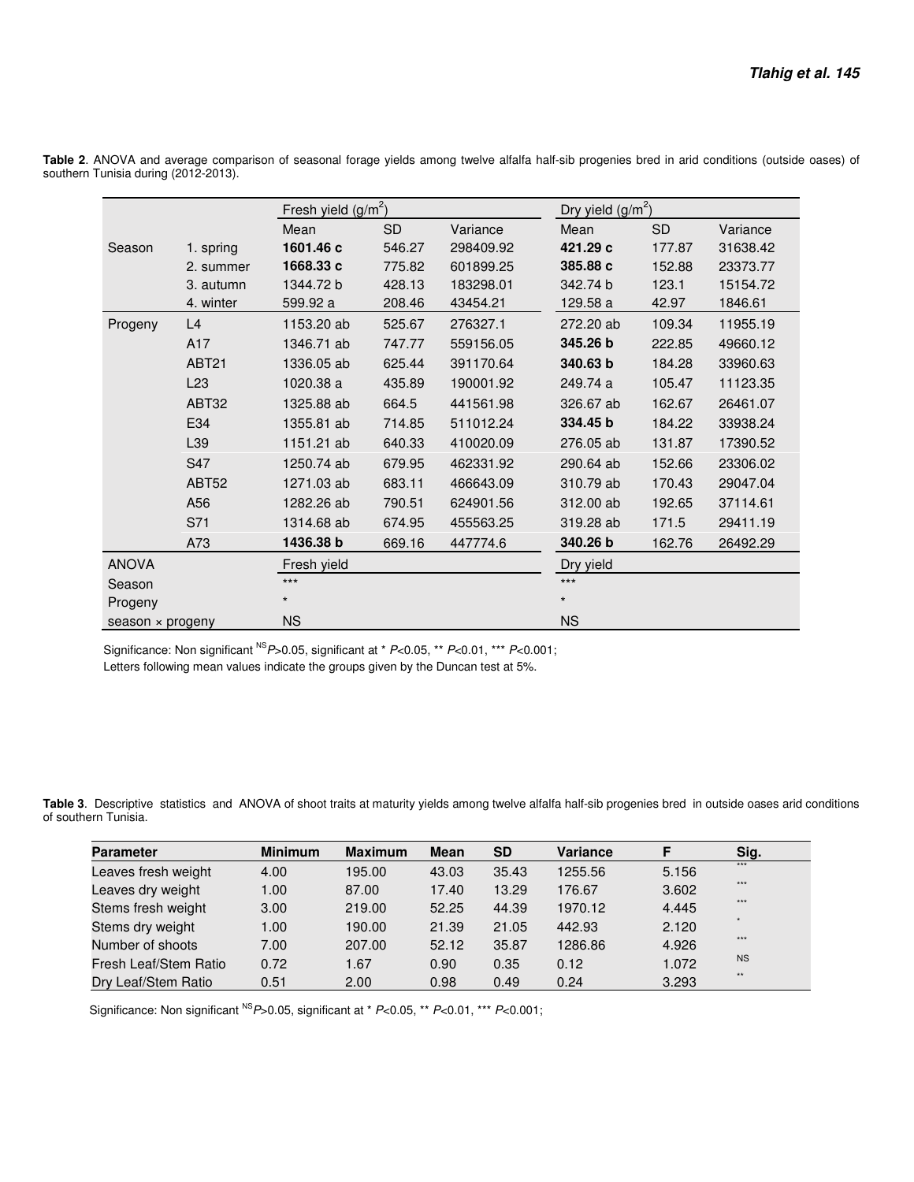**Table 2**. ANOVA and average comparison of seasonal forage yields among twelve alfalfa half-sib progenies bred in arid conditions (outside oases) of southern Tunisia during (2012-2013).

| | | Fresh yield (g/m$^2$) | | | Dry yield (g/m$^2$) | | |
|---|---|---|---|---|---|---|---|
| | | Mean | SD | Variance | Mean | SD | Variance |
| Season | 1. spring | **1601.46 c** | 546.27 | 298409.92 | **421.29 c** | 177.87 | 31638.42 |
| | 2. summer | **1668.33 c** | 775.82 | 601899.25 | **385.88 c** | 152.88 | 23373.77 |
| | 3. autumn | 1344.72 b | 428.13 | 183298.01 | 342.74 b | 123.1 | 15154.72 |
| | 4. winter | 599.92 a | 208.46 | 43454.21 | 129.58 a | 42.97 | 1846.61 |
| Progeny | L4 | 1153.20 ab | 525.67 | 276327.1 | 272.20 ab | 109.34 | 11955.19 |
| | A17 | 1346.71 ab | 747.77 | 559156.05 | **345.26 b** | 222.85 | 49660.12 |
| | ABT21 | 1336.05 ab | 625.44 | 391170.64 | **340.63 b** | 184.28 | 33960.63 |
| | L23 | 1020.38 a | 435.89 | 190001.92 | 249.74 a | 105.47 | 11123.35 |
| | ABT32 | 1325.88 ab | 664.5 | 441561.98 | 326.67 ab | 162.67 | 26461.07 |
| | E34 | 1355.81 ab | 714.85 | 511012.24 | **334.45 b** | 184.22 | 33938.24 |
| | L39 | 1151.21 ab | 640.33 | 410020.09 | 276.05 ab | 131.87 | 17390.52 |
| | S47 | 1250.74 ab | 679.95 | 462331.92 | 290.64 ab | 152.66 | 23306.02 |
| | ABT52 | 1271.03 ab | 683.11 | 466643.09 | 310.79 ab | 170.43 | 29047.04 |
| | A56 | 1282.26 ab | 790.51 | 624901.56 | 312.00 ab | 192.65 | 37114.61 |
| | S71 | 1314.68 ab | 674.95 | 455563.25 | 319.28 ab | 171.5 | 29411.19 |
| | A73 | **1436.38 b** | 669.16 | 447774.6 | **340.26 b** | 162.76 | 26492.29 |
| ANOVA | | Fresh yield | | | Dry yield | | |
| Season | | *** | | | *** | | |
| Progeny | | * | | | * | | |
| season × progeny | | NS | | | NS | | |

Significance: Non significant NS $P$>0.05, significant at * $P$<0.05, ** $P$<0.01, *** $P$<0.001;
Letters following mean values indicate the groups given by the Duncan test at 5%.

**Table 3**. Descriptive statistics and ANOVA of shoot traits at maturity yields among twelve alfalfa half-sib progenies bred in outside oases arid conditions of southern Tunisia.

| Parameter | Minimum | Maximum | Mean | SD | Variance | F | Sig. |
|---|---|---|---|---|---|---|---|
| Leaves fresh weight | 4.00 | 195.00 | 43.03 | 35.43 | 1255.56 | 5.156 | *** |
| Leaves dry weight | 1.00 | 87.00 | 17.40 | 13.29 | 176.67 | 3.602 | *** |
| Stems fresh weight | 3.00 | 219.00 | 52.25 | 44.39 | 1970.12 | 4.445 | *** |
| Stems dry weight | 1.00 | 190.00 | 21.39 | 21.05 | 442.93 | 2.120 | * |
| Number of shoots | 7.00 | 207.00 | 52.12 | 35.87 | 1286.86 | 4.926 | *** |
| Fresh Leaf/Stem Ratio | 0.72 | 1.67 | 0.90 | 0.35 | 0.12 | 1.072 | NS |
| Dry Leaf/Stem Ratio | 0.51 | 2.00 | 0.98 | 0.49 | 0.24 | 3.293 | ** |

Significance: Non significant NS $P$>0.05, significant at * $P$<0.05, ** $P$<0.01, *** $P$<0.001;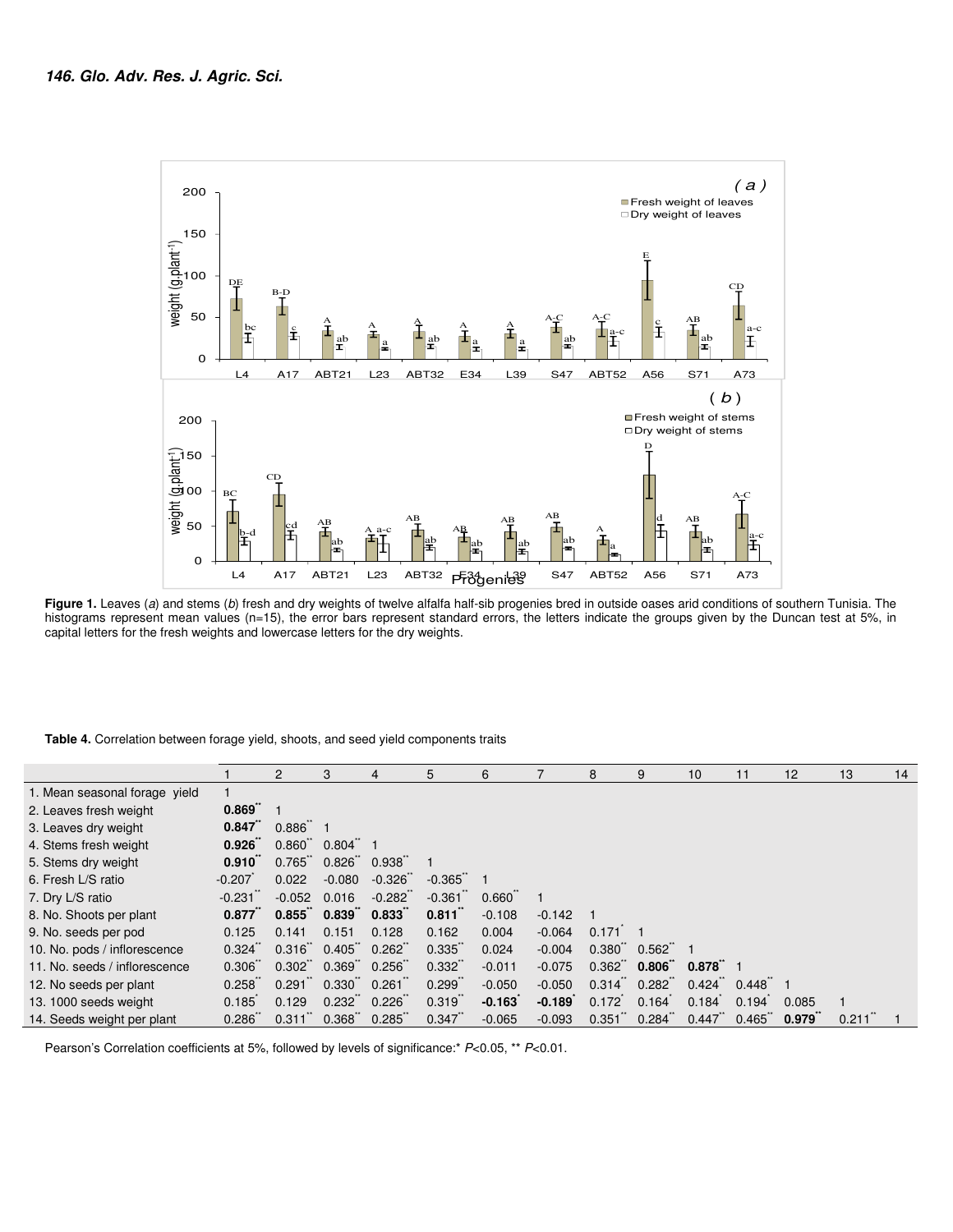**Figure 1.** Leaves (*a*) and stems (*b*) fresh and dry weights of twelve alfalfa half-sib progenies bred in outside oases arid conditions of southern Tunisia. The histograms represent mean values (n=15), the error bars represent standard errors, the letters indicate the groups given by the Duncan test at 5%, in capital letters for the fresh weights and lowercase letters for the dry weights.

**Table 4.** Correlation between forage yield, shoots, and seed yield components traits

| | 1 | 2 | 3 | 4 | 5 | 6 | 7 | 8 | 9 | 10 | 11 | 12 | 13 | 14 |
|---|---|---|---|---|---|---|---|---|---|---|---|---|---|---|
| 1. Mean seasonal forage yield | 1 | | | | | | | | | | | | | |
| 2. Leaves fresh weight | **0.869**** | 1 | | | | | | | | | | | | |
| 3. Leaves dry weight | **0.847**** | 0.886** | 1 | | | | | | | | | | | |
| 4. Stems fresh weight | **0.926**** | 0.860** | 0.804** | 1 | | | | | | | | | | |
| 5. Stems dry weight | **0.910**** | 0.765** | 0.826** | 0.938** | 1 | | | | | | | | | |
| 6. Fresh L/S ratio | -0.207* | 0.022 | -0.080 | -0.326** | -0.365** | 1 | | | | | | | | |
| 7. Dry L/S ratio | -0.231** | -0.052 | 0.016 | -0.282** | -0.361** | 0.660** | 1 | | | | | | | |
| 8. No. Shoots per plant | **0.877**** | **0.855**** | **0.839**** | **0.833**** | **0.811**** | -0.108 | -0.142 | 1 | | | | | | |
| 9. No. seeds per pod | 0.125 | 0.141 | 0.151 | 0.128 | 0.162 | 0.004 | -0.064 | 0.171* | 1 | | | | | |
| 10. No. pods / inflorescence | 0.324** | 0.316** | 0.405** | 0.262** | 0.335** | 0.024 | -0.004 | 0.380** | 0.562** | 1 | | | | |
| 11. No. seeds / inflorescence | 0.306** | 0.302** | 0.369** | 0.256** | 0.332** | -0.011 | -0.075 | 0.362** | **0.806**** | **0.878**** | 1 | | | |
| 12. No seeds per plant | 0.258** | 0.291** | 0.330** | 0.261** | 0.299** | -0.050 | -0.050 | 0.314** | 0.282** | 0.424** | 0.448* | 1 | | |
| 13. 1000 seeds weight | 0.185* | 0.129 | 0.232** | 0.226** | 0.319** | **-0.163*** | **-0.189*** | 0.172* | 0.164* | 0.184* | 0.194* | 0.085 | 1 | |
| 14. Seeds weight per plant | 0.286** | 0.311** | 0.368** | 0.285** | 0.347** | -0.065 | -0.093 | 0.351** | 0.284** | 0.447** | 0.465** | **0.979**** | 0.211** | 1 |

Pearson's Correlation coefficients at 5%, followed by levels of significance:* $P<0.05$, ** $P<0.01$.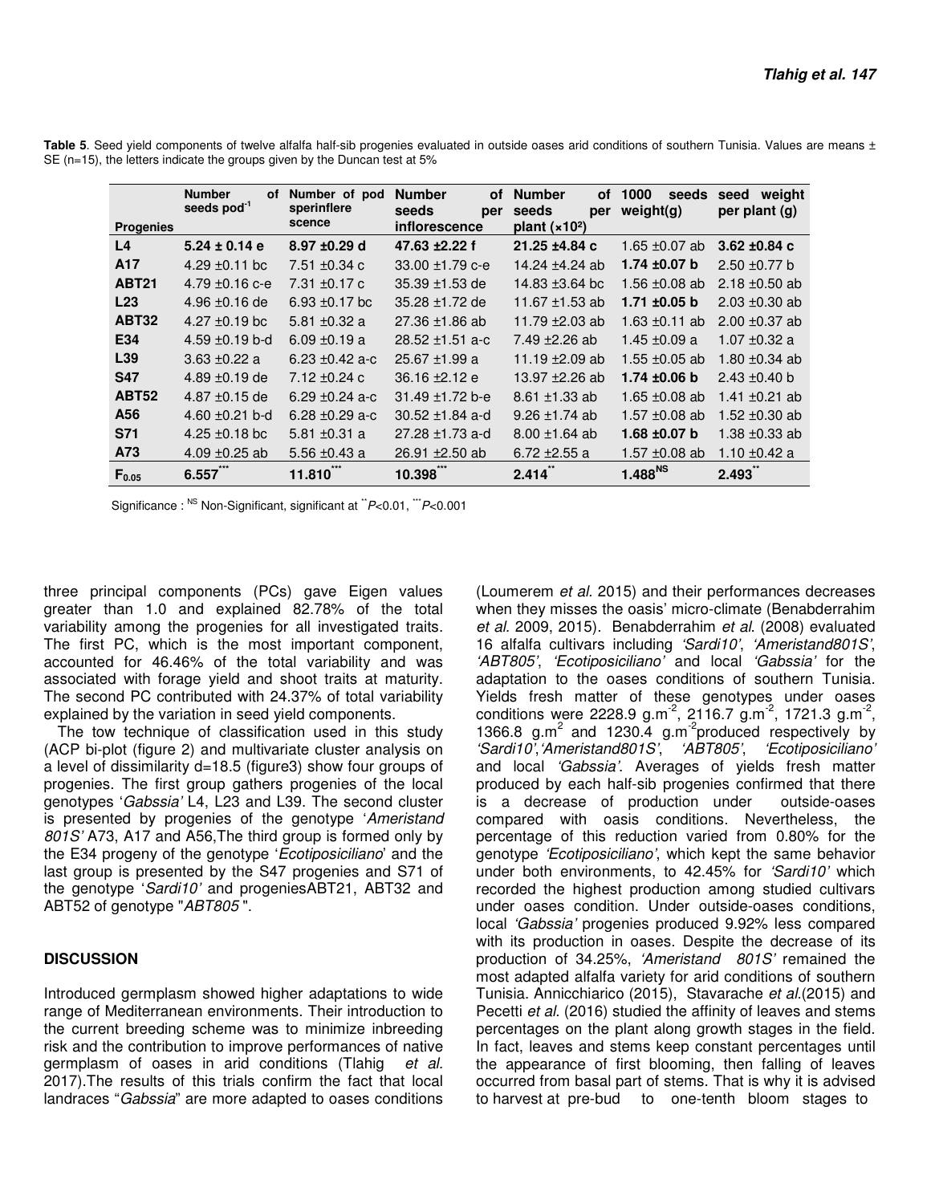**Table 5**. Seed yield components of twelve alfalfa half-sib progenies evaluated in outside oases arid conditions of southern Tunisia. Values are means ± SE (n=15), the letters indicate the groups given by the Duncan test at 5%

| Progenies | Number of seeds pod$^{-1}$ | Number of pod sperinflere scence | Number of seeds per inflorescence | Number of seeds per plant (×10²) | 1000 seeds weight(g) | seed weight per plant (g) |
|---|---|---|---|---|---|---|
| **L4** | **5.24 ± 0.14 e** | **8.97 ±0.29 d** | **47.63 ±2.22 f** | **21.25 ±4.84 c** | 1.65 ±0.07 ab | **3.62 ±0.84 c** |
| **A17** | 4.29 ±0.11 bc | 7.51 ±0.34 c | 33.00 ±1.79 c-e | 14.24 ±4.24 ab | **1.74 ±0.07 b** | 2.50 ±0.77 b |
| **ABT21** | 4.79 ±0.16 c-e | 7.31 ±0.17 c | 35.39 ±1.53 de | 14.83 ±3.64 bc | 1.56 ±0.08 ab | 2.18 ±0.50 ab |
| **L23** | 4.96 ±0.16 de | 6.93 ±0.17 bc | 35.28 ±1.72 de | 11.67 ±1.53 ab | **1.71 ±0.05 b** | 2.03 ±0.30 ab |
| **ABT32** | 4.27 ±0.19 bc | 5.81 ±0.32 a | 27.36 ±1.86 ab | 11.79 ±2.03 ab | 1.63 ±0.11 ab | 2.00 ±0.37 ab |
| **E34** | 4.59 ±0.19 b-d | 6.09 ±0.19 a | 28.52 ±1.51 a-c | 7.49 ±2.26 ab | 1.45 ±0.09 a | 1.07 ±0.32 a |
| **L39** | 3.63 ±0.22 a | 6.23 ±0.42 a-c | 25.67 ±1.99 a | 11.19 ±2.09 ab | 1.55 ±0.05 ab | 1.80 ±0.34 ab |
| **S47** | 4.89 ±0.19 de | 7.12 ±0.24 c | 36.16 ±2.12 e | 13.97 ±2.26 ab | **1.74 ±0.06 b** | 2.43 ±0.40 b |
| **ABT52** | 4.87 ±0.15 de | 6.29 ±0.24 a-c | 31.49 ±1.72 b-e | 8.61 ±1.33 ab | 1.65 ±0.08 ab | 1.41 ±0.21 ab |
| **A56** | 4.60 ±0.21 b-d | 6.28 ±0.29 a-c | 30.52 ±1.84 a-d | 9.26 ±1.74 ab | 1.57 ±0.08 ab | 1.52 ±0.30 ab |
| **S71** | 4.25 ±0.18 bc | 5.81 ±0.31 a | 27.28 ±1.73 a-d | 8.00 ±1.64 ab | **1.68 ±0.07 b** | 1.38 ±0.33 ab |
| **A73** | 4.09 ±0.25 ab | 5.56 ±0.43 a | 26.91 ±2.50 ab | 6.72 ±2.55 a | 1.57 ±0.08 ab | 1.10 ±0.42 a |
| **$F_{0.05}$** | **6.557$^{***}$** | **11.810$^{***}$** | **10.398$^{***}$** | **2.414$^{**}$** | **1.488$^{NS}$** | **2.493$^{**}$** |

Significance : $^{NS}$ Non-Significant, significant at $^{**}P<0.01$, $^{***}P<0.001$

three principal components (PCs) gave Eigen values greater than 1.0 and explained 82.78% of the total variability among the progenies for all investigated traits. The first PC, which is the most important component, accounted for 46.46% of the total variability and was associated with forage yield and shoot traits at maturity. The second PC contributed with 24.37% of total variability explained by the variation in seed yield components.

The tow technique of classification used in this study (ACP bi-plot (figure 2) and multivariate cluster analysis on a level of dissimilarity d=18.5 (figure3) show four groups of progenies. The first group gathers progenies of the local genotypes '*Gabssia'* L4, L23 and L39. The second cluster is presented by progenies of the genotype '*Ameristand 801S'* A73, A17 and A56,The third group is formed only by the E34 progeny of the genotype '*Ecotiposiciliano*' and the last group is presented by the S47 progenies and S71 of the genotype '*Sardi10'* and progeniesABT21, ABT32 and ABT52 of genotype "*ABT805* ".

## DISCUSSION

Introduced germplasm showed higher adaptations to wide range of Mediterranean environments. Their introduction to the current breeding scheme was to minimize inbreeding risk and the contribution to improve performances of native germplasm of oases in arid conditions (Tlahig *et al.* 2017).The results of this trials confirm the fact that local landraces "*Gabssia*" are more adapted to oases conditions (Loumerem *et al.* 2015) and their performances decreases when they misses the oasis' micro-climate (Benabderrahim *et al.* 2009, 2015). Benabderrahim *et al.* (2008) evaluated 16 alfalfa cultivars including *'Sardi10'*, *'Ameristand801S'*, *'ABT805'*, *'Ecotiposiciliano'* and local *'Gabssia'* for the adaptation to the oases conditions of southern Tunisia. Yields fresh matter of these genotypes under oases conditions were 2228.9 g.m$^{-2}$, 2116.7 g.m$^{-2}$, 1721.3 g.m$^{-2}$, 1366.8 g.m$^{2}$ and 1230.4 g.m$^{-2}$produced respectively by *'Sardi10'*,*'Ameristand801S'*, *'ABT805'*, *'Ecotiposiciliano'* and local *'Gabssia'*. Averages of yields fresh matter produced by each half-sib progenies confirmed that there is a decrease of production under outside-oases compared with oasis conditions. Nevertheless, the percentage of this reduction varied from 0.80% for the genotype *'Ecotiposiciliano'*, which kept the same behavior under both environments, to 42.45% for *'Sardi10'* which recorded the highest production among studied cultivars under oases condition. Under outside-oases conditions, local *'Gabssia'* progenies produced 9.92% less compared with its production in oases. Despite the decrease of its production of 34.25%, *'Ameristand 801S'* remained the most adapted alfalfa variety for arid conditions of southern Tunisia. Annicchiarico (2015), Stavarache *et al.*(2015) and Pecetti *et al*. (2016) studied the affinity of leaves and stems percentages on the plant along growth stages in the field. In fact, leaves and stems keep constant percentages until the appearance of first blooming, then falling of leaves occurred from basal part of stems. That is why it is advised to harvest at pre-bud to one-tenth bloom stages to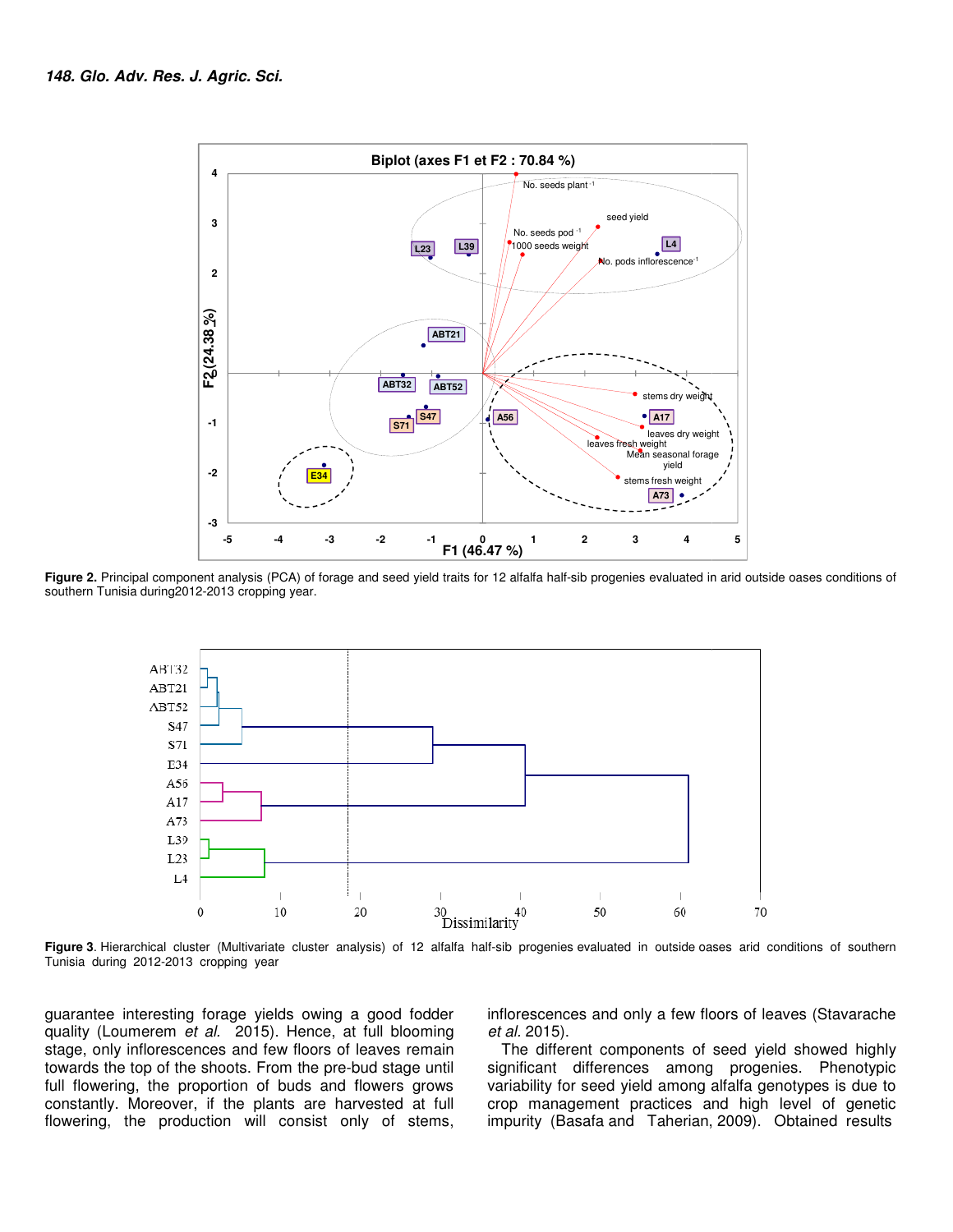**Figure 2.** Principal component analysis (PCA) of forage and seed yield traits for 12 alfalfa half-sib progenies evaluated in arid outside oases conditions of southern Tunisia during2012-2013 cropping year.

**Figure 3**. Hierarchical cluster (Multivariate cluster analysis) of 12 alfalfa half-sib progenies evaluated in outside oases arid conditions of southern Tunisia during 2012-2013 cropping year

guarantee interesting forage yields owing a good fodder quality (Loumerem *et al.* 2015). Hence, at full blooming stage, only inflorescences and few floors of leaves remain towards the top of the shoots. From the pre-bud stage until full flowering, the proportion of buds and flowers grows constantly. Moreover, if the plants are harvested at full flowering, the production will consist only of stems, inflorescences and only a few floors of leaves (Stavarache *et al.* 2015).

The different components of seed yield showed highly significant differences among progenies. Phenotypic variability for seed yield among alfalfa genotypes is due to crop management practices and high level of genetic impurity (Basafa and Taherian, 2009). Obtained results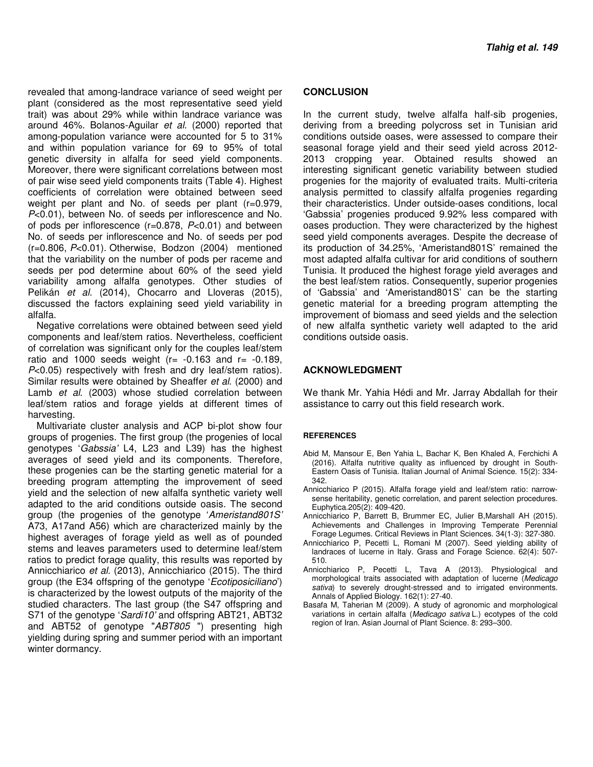revealed that among-landrace variance of seed weight per plant (considered as the most representative seed yield trait) was about 29% while within landrace variance was around 46%. Bolanos-Aguilar *et al.* (2000) reported that among-population variance were accounted for 5 to 31% and within population variance for 69 to 95% of total genetic diversity in alfalfa for seed yield components. Moreover, there were significant correlations between most of pair wise seed yield components traits (Table 4). Highest coefficients of correlation were obtained between seed weight per plant and No. of seeds per plant (r=0.979, $P<0.01$), between No. of seeds per inflorescence and No. of pods per inflorescence (r=0.878, $P<0.01$) and between No. of seeds per inflorescence and No. of seeds per pod (r=0.806, $P<0.01$). Otherwise, Bodzon (2004) mentioned that the variability on the number of pods per raceme and seeds per pod determine about 60% of the seed yield variability among alfalfa genotypes. Other studies of Pelikán *et al.* (2014), Chocarro and Lloveras (2015), discussed the factors explaining seed yield variability in alfalfa.

Negative correlations were obtained between seed yield components and leaf/stem ratios. Nevertheless, coefficient of correlation was significant only for the couples leaf/stem ratio and 1000 seeds weight (r= -0.163 and r= -0.189, $P<0.05$) respectively with fresh and dry leaf/stem ratios). Similar results were obtained by Sheaffer *et al.* (2000) and Lamb *et al.* (2003) whose studied correlation between leaf/stem ratios and forage yields at different times of harvesting.

Multivariate cluster analysis and ACP bi-plot show four groups of progenies. The first group (the progenies of local genotypes '*Gabssia'* L4, L23 and L39) has the highest averages of seed yield and its components. Therefore, these progenies can be the starting genetic material for a breeding program attempting the improvement of seed yield and the selection of new alfalfa synthetic variety well adapted to the arid conditions outside oasis. The second group (the progenies of the genotype '*Ameristand801S'* A73, A17and A56) which are characterized mainly by the highest averages of forage yield as well as of pounded stems and leaves parameters used to determine leaf/stem ratios to predict forage quality, this results was reported by Annicchiarico *et al.* (2013), Annicchiarico (2015). The third group (the E34 offspring of the genotype '*Ecotiposiciliano*') is characterized by the lowest outputs of the majority of the studied characters. The last group (the S47 offspring and S71 of the genotype '*Sardi10'* and offspring ABT21, ABT32 and ABT52 of genotype "*ABT805* ") presenting high yielding during spring and summer period with an important winter dormancy.

## CONCLUSION

In the current study, twelve alfalfa half-sib progenies, deriving from a breeding polycross set in Tunisian arid conditions outside oases, were assessed to compare their seasonal forage yield and their seed yield across 2012-2013 cropping year. Obtained results showed an interesting significant genetic variability between studied progenies for the majority of evaluated traits. Multi-criteria analysis permitted to classify alfalfa progenies regarding their characteristics. Under outside-oases conditions, local 'Gabssia' progenies produced 9.92% less compared with oases production. They were characterized by the highest seed yield components averages. Despite the decrease of its production of 34.25%, 'Ameristand801S' remained the most adapted alfalfa cultivar for arid conditions of southern Tunisia. It produced the highest forage yield averages and the best leaf/stem ratios. Consequently, superior progenies of 'Gabssia' and 'Ameristand801S' can be the starting genetic material for a breeding program attempting the improvement of biomass and seed yields and the selection of new alfalfa synthetic variety well adapted to the arid conditions outside oasis.

## ACKNOWLEDGMENT

We thank Mr. Yahia Hédi and Mr. Jarray Abdallah for their assistance to carry out this field research work.

## REFERENCES

Abid M, Mansour E, Ben Yahia L, Bachar K, Ben Khaled A, Ferchichi A (2016). Alfalfa nutritive quality as influenced by drought in South-Eastern Oasis of Tunisia. Italian Journal of Animal Science. 15(2): 334-342.

Annicchiarico P (2015). Alfalfa forage yield and leaf/stem ratio: narrow-sense heritability, genetic correlation, and parent selection procedures. Euphytica.205(2): 409-420.

Annicchiarico P, Barrett B, Brummer EC, Julier B,Marshall AH (2015). Achievements and Challenges in Improving Temperate Perennial Forage Legumes. Critical Reviews in Plant Sciences. 34(1-3): 327-380.

Annicchiarico P, Pecetti L, Romani M (2007). Seed yielding ability of landraces of lucerne in Italy. Grass and Forage Science. 62(4): 507-510.

Annicchiarico P, Pecetti L, Tava A (2013). Physiological and morphological traits associated with adaptation of lucerne (*Medicago sativa*) to severely drought-stressed and to irrigated environments. Annals of Applied Biology. 162(1): 27-40.

Basafa M, Taherian M (2009). A study of agronomic and morphological variations in certain alfalfa (*Medicago sativa* L.) ecotypes of the cold region of Iran. Asian Journal of Plant Science. 8: 293–300.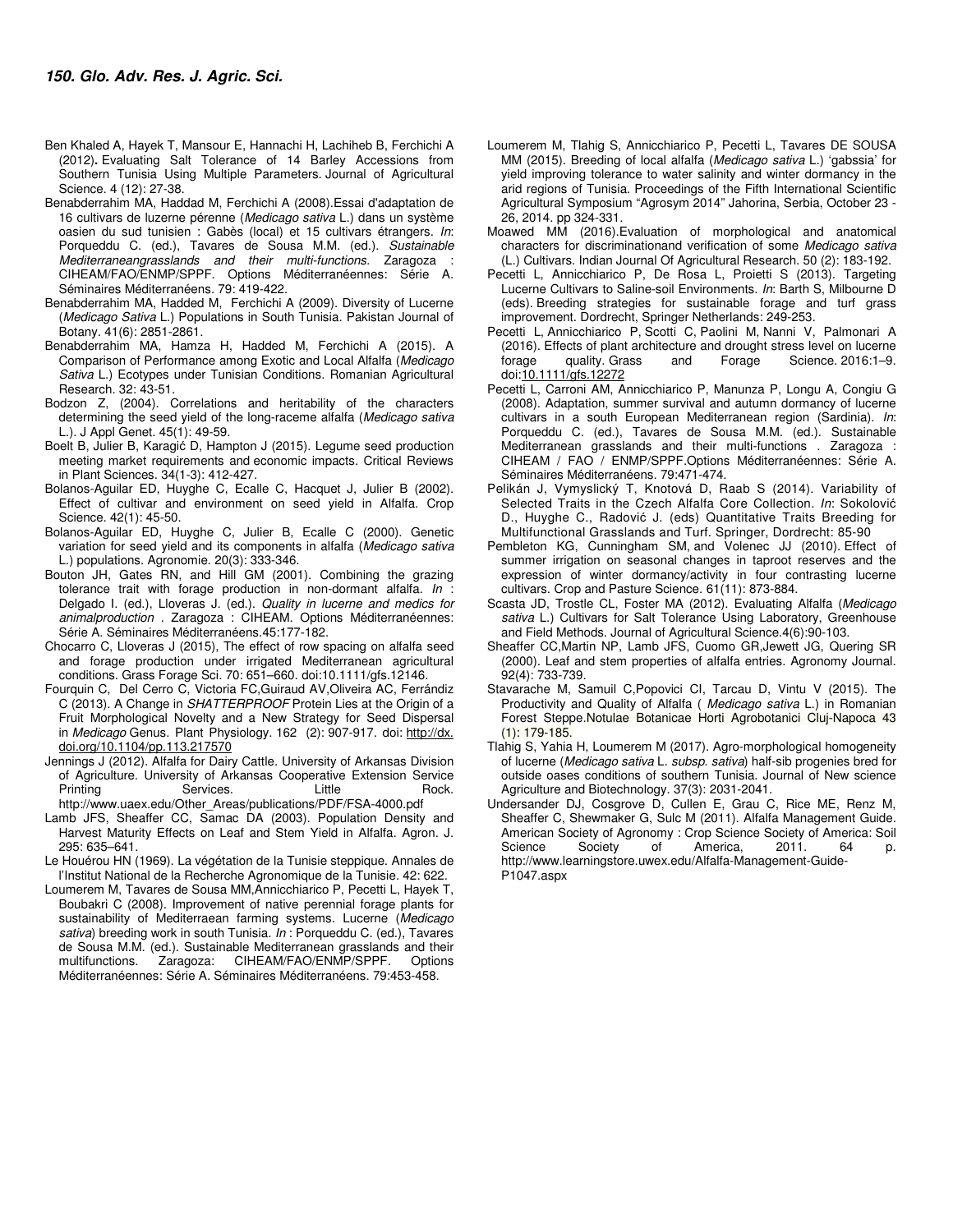Ben Khaled A, Hayek T, Mansour E, Hannachi H, Lachiheb B, Ferchichi A (2012). Evaluating Salt Tolerance of 14 Barley Accessions from Southern Tunisia Using Multiple Parameters. Journal of Agricultural Science. 4 (12): 27-38.

Benabderrahim MA, Haddad M, Ferchichi A (2008).Essai d'adaptation de 16 cultivars de luzerne pérenne (*Medicago sativa* L.) dans un système oasien du sud tunisien : Gabès (local) et 15 cultivars étrangers. *In*: Porqueddu C. (ed.), Tavares de Sousa M.M. (ed.). *Sustainable Mediterraneangrasslands and their multi-functions.* Zaragoza : CIHEAM/FAO/ENMP/SPPF. Options Méditerranéennes: Série A. Séminaires Méditerranéens. 79: 419-422.

Benabderrahim MA, Hadded M, Ferchichi A (2009). Diversity of Lucerne (*Medicago Sativa* L.) Populations in South Tunisia. Pakistan Journal of Botany. 41(6): 2851-2861.

Benabderrahim MA, Hamza H, Hadded M, Ferchichi A (2015). A Comparison of Performance among Exotic and Local Alfalfa (*Medicago Sativa* L.) Ecotypes under Tunisian Conditions. Romanian Agricultural Research. 32: 43-51.

Bodzon Z, (2004). Correlations and heritability of the characters determining the seed yield of the long-raceme alfalfa (*Medicago sativa* L.). J Appl Genet. 45(1): 49-59.

Boelt B, Julier B, Karagić D, Hampton J (2015). Legume seed production meeting market requirements and economic impacts. Critical Reviews in Plant Sciences. 34(1-3): 412-427.

Bolanos-Aguilar ED, Huyghe C, Ecalle C, Hacquet J, Julier B (2002). Effect of cultivar and environment on seed yield in Alfalfa. Crop Science. 42(1): 45-50.

Bolanos-Aguilar ED, Huyghe C, Julier B, Ecalle C (2000). Genetic variation for seed yield and its components in alfalfa (*Medicago sativa* L.) populations. Agronomie. 20(3): 333-346.

Bouton JH, Gates RN, and Hill GM (2001). Combining the grazing tolerance trait with forage production in non-dormant alfalfa. *In* : Delgado I. (ed.), Lloveras J. (ed.). *Quality in lucerne and medics for animalproduction* . Zaragoza : CIHEAM. Options Méditerranéennes: Série A. Séminaires Méditerranéens.45:177-182.

Chocarro C, Lloveras J (2015), The effect of row spacing on alfalfa seed and forage production under irrigated Mediterranean agricultural conditions. Grass Forage Sci. 70: 651–660. doi:10.1111/gfs.12146.

Fourquin C, Del Cerro C, Victoria FC,Guiraud AV,Oliveira AC, Ferrándiz C (2013). A Change in *SHATTERPROOF* Protein Lies at the Origin of a Fruit Morphological Novelty and a New Strategy for Seed Dispersal in *Medicago* Genus. Plant Physiology. 162 (2): 907-917. doi: http://dx.doi.org/10.1104/pp.113.217570

Jennings J (2012). Alfalfa for Dairy Cattle. University of Arkansas Division of Agriculture. University of Arkansas Cooperative Extension Service Printing Services. Little Rock. http://www.uaex.edu/Other_Areas/publications/PDF/FSA-4000.pdf

Lamb JFS, Sheaffer CC, Samac DA (2003). Population Density and Harvest Maturity Effects on Leaf and Stem Yield in Alfalfa. Agron. J. 295: 635–641.

Le Houérou HN (1969). La végétation de la Tunisie steppique. Annales de l'Institut National de la Recherche Agronomique de la Tunisie. 42: 622.

Loumerem M, Tavares de Sousa MM,Annicchiarico P, Pecetti L, Hayek T, Boubakri C (2008). Improvement of native perennial forage plants for sustainability of Mediterraean farming systems. Lucerne (*Medicago sativa*) breeding work in south Tunisia. *In* : Porqueddu C. (ed.), Tavares de Sousa M.M. (ed.). Sustainable Mediterranean grasslands and their multifunctions. Zaragoza: CIHEAM/FAO/ENMP/SPPF. Options Méditerranéennes: Série A. Séminaires Méditerranéens. 79:453-458.

Loumerem M, Tlahig S, Annicchiarico P, Pecetti L, Tavares DE SOUSA MM (2015). Breeding of local alfalfa (*Medicago sativa* L.) 'gabssia' for yield improving tolerance to water salinity and winter dormancy in the arid regions of Tunisia. Proceedings of the Fifth International Scientific Agricultural Symposium "Agrosym 2014" Jahorina, Serbia, October 23 - 26, 2014. pp 324-331.

Moawed MM (2016).Evaluation of morphological and anatomical characters for discriminationand verification of some *Medicago sativa* (L.) Cultivars. Indian Journal Of Agricultural Research. 50 (2): 183-192.

Pecetti L, Annicchiarico P, De Rosa L, Proietti S (2013). Targeting Lucerne Cultivars to Saline-soil Environments. *In*: Barth S, Milbourne D (eds). Breeding strategies for sustainable forage and turf grass improvement. Dordrecht, Springer Netherlands: 249-253.

Pecetti L, Annicchiarico P, Scotti C, Paolini M, Nanni V, Palmonari A (2016). Effects of plant architecture and drought stress level on lucerne forage quality. Grass and Forage Science. 2016:1–9. doi:10.1111/gfs.12272

Pecetti L, Carroni AM, Annicchiarico P, Manunza P, Longu A, Congiu G (2008). Adaptation, summer survival and autumn dormancy of lucerne cultivars in a south European Mediterranean region (Sardinia). *In*: Porqueddu C. (ed.), Tavares de Sousa M.M. (ed.). Sustainable Mediterranean grasslands and their multi-functions . Zaragoza : CIHEAM / FAO / ENMP/SPPF.Options Méditerranéennes: Série A. Séminaires Méditerranéens. 79:471-474.

Pelikán J, Vymyslický T, Knotová D, Raab S (2014). Variability of Selected Traits in the Czech Alfalfa Core Collection. *In*: Sokolović D., Huyghe C., Radović J. (eds) Quantitative Traits Breeding for Multifunctional Grasslands and Turf. Springer, Dordrecht: 85-90

Pembleton KG, Cunningham SM, and Volenec JJ (2010). Effect of summer irrigation on seasonal changes in taproot reserves and the expression of winter dormancy/activity in four contrasting lucerne cultivars. Crop and Pasture Science. 61(11): 873-884.

Scasta JD, Trostle CL, Foster MA (2012). Evaluating Alfalfa (*Medicago sativa* L.) Cultivars for Salt Tolerance Using Laboratory, Greenhouse and Field Methods. Journal of Agricultural Science.4(6):90-103.

Sheaffer CC,Martin NP, Lamb JFS, Cuomo GR,Jewett JG, Quering SR (2000). Leaf and stem properties of alfalfa entries. Agronomy Journal. 92(4): 733-739.

Stavarache M, Samuil C,Popovici CI, Tarcau D, Vintu V (2015). The Productivity and Quality of Alfalfa ( *Medicago sativa* L.) in Romanian Forest Steppe.Notulae Botanicae Horti Agrobotanici Cluj-Napoca 43 (1): 179-185.

Tlahig S, Yahia H, Loumerem M (2017). Agro-morphological homogeneity of lucerne (*Medicago sativa* L. *subsp. sativa*) half-sib progenies bred for outside oases conditions of southern Tunisia. Journal of New science Agriculture and Biotechnology. 37(3): 2031-2041.

Undersander DJ, Cosgrove D, Cullen E, Grau C, Rice ME, Renz M, Sheaffer C, Shewmaker G, Sulc M (2011). Alfalfa Management Guide. American Society of Agronomy : Crop Science Society of America: Soil Science Society of America, 2011. 64 p. http://www.learningstore.uwex.edu/Alfalfa-Management-Guide-P1047.aspx